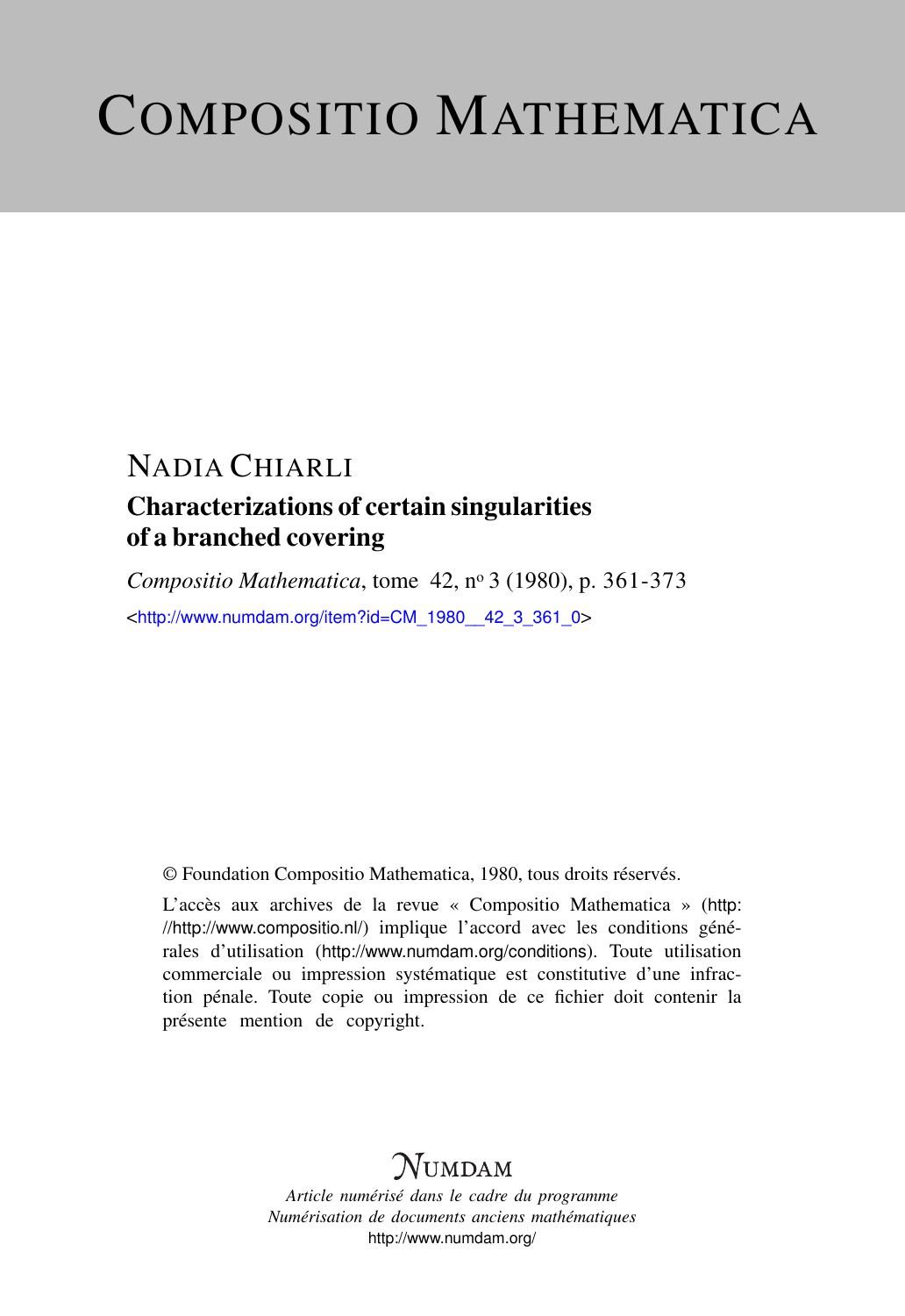# COMPOSITIO MATHEMATICA

## NADIA CHIARLI

### Characterizations of certain singularities of a branched covering

*Compositio Mathematica*, tome 42, nº 3 (1980), p. 361-373

<http://www.numdam.org/item?id=CM_1980__42_3_361_0>

© Foundation Compositio Mathematica, 1980, tous droits réservés.

L'accès aux archives de la revue « Compositio Mathematica » (http://http://www.compositio.nl/) implique l'accord avec les conditions générales d'utilisation (http://www.numdam.org/conditions). Toute utilisation commerciale ou impression systématique est constitutive d'une infraction pénale. Toute copie ou impression de ce fichier doit contenir la présente mention de copyright.

NUMDAM

*Article numérisé dans le cadre du programme*
*Numérisation de documents anciens mathématiques*
http://www.numdam.org/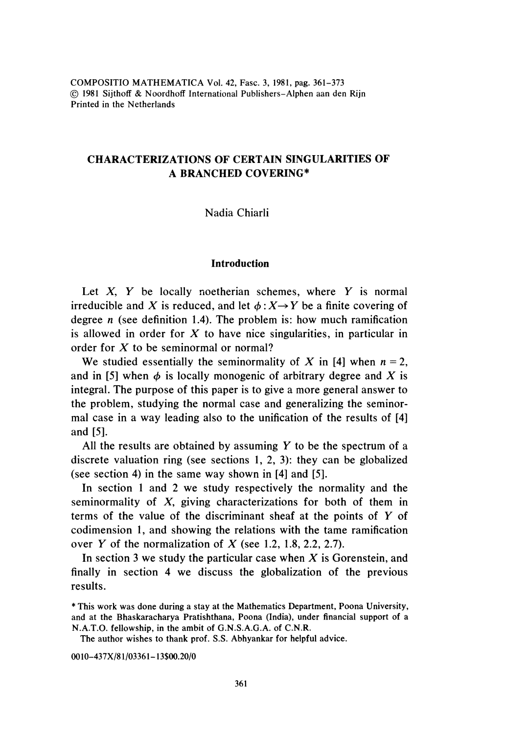COMPOSITIO MATHEMATICA Vol. 42, Fasc. 3, 1981, pag. 361–373
© 1981 Sijthoff & Noordhoff International Publishers–Alphen aan den Rijn
Printed in the Netherlands

# CHARACTERIZATIONS OF CERTAIN SINGULARITIES OF A BRANCHED COVERING*

Nadia Chiarli

## Introduction

Let $X$, $Y$ be locally noetherian schemes, where $Y$ is normal irreducible and $X$ is reduced, and let $\phi : X \to Y$ be a finite covering of degree $n$ (see definition 1.4). The problem is: how much ramification is allowed in order for $X$ to have nice singularities, in particular in order for $X$ to be seminormal or normal?

We studied essentially the seminormality of $X$ in [4] when $n = 2$, and in [5] when $\phi$ is locally monogenic of arbitrary degree and $X$ is integral. The purpose of this paper is to give a more general answer to the problem, studying the normal case and generalizing the seminormal case in a way leading also to the unification of the results of [4] and [5].

All the results are obtained by assuming $Y$ to be the spectrum of a discrete valuation ring (see sections 1, 2, 3): they can be globalized (see section 4) in the same way shown in [4] and [5].

In section 1 and 2 we study respectively the normality and the seminormality of $X$, giving characterizations for both of them in terms of the value of the discriminant sheaf at the points of $Y$ of codimension 1, and showing the relations with the tame ramification over $Y$ of the normalization of $X$ (see 1.2, 1.8, 2.2, 2.7).

In section 3 we study the particular case when $X$ is Gorenstein, and finally in section 4 we discuss the globalization of the previous results.

* This work was done during a stay at the Mathematics Department, Poona University, and at the Bhaskaracharya Pratishthana, Poona (India), under financial support of a N.A.T.O. fellowship, in the ambit of G.N.S.A.G.A. of C.N.R.

The author wishes to thank prof. S.S. Abhyankar for helpful advice.

0010-437X/81/03361-13$00.20/0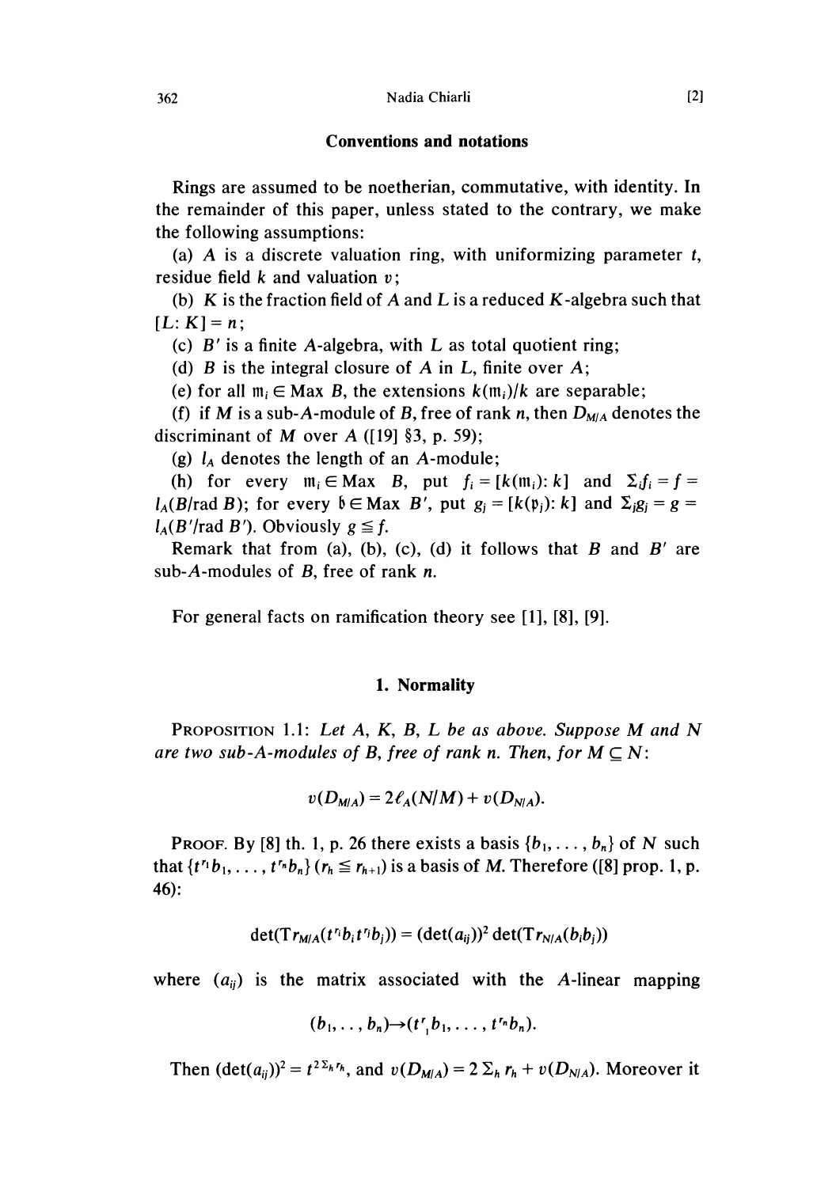## Conventions and notations

Rings are assumed to be noetherian, commutative, with identity. In the remainder of this paper, unless stated to the contrary, we make the following assumptions:

(a) $A$ is a discrete valuation ring, with uniformizing parameter $t$, residue field $k$ and valuation $v$;

(b) $K$ is the fraction field of $A$ and $L$ is a reduced $K$-algebra such that $[L: K] = n$;

(c) $B'$ is a finite $A$-algebra, with $L$ as total quotient ring;

(d) $B$ is the integral closure of $A$ in $L$, finite over $A$;

(e) for all $\mathfrak{m}_i \in \operatorname{Max} B$, the extensions $k(\mathfrak{m}_i)/k$ are separable;

(f) if $M$ is a sub-$A$-module of $B$, free of rank $n$, then $D_{M/A}$ denotes the discriminant of $M$ over $A$ ([19] §3, p. 59);

(g) $l_A$ denotes the length of an $A$-module;

(h) for every $\mathfrak{m}_i \in \operatorname{Max} B$, put $f_i = [k(\mathfrak{m}_i): k]$ and $\Sigma_i f_i = f = l_A(B/\operatorname{rad} B)$; for every $\mathfrak{b} \in \operatorname{Max} B'$, put $g_j = [k(\mathfrak{p}_j): k]$ and $\Sigma_j g_j = g = l_A(B'/\operatorname{rad} B')$. Obviously $g \leqq f$.

Remark that from (a), (b), (c), (d) it follows that $B$ and $B'$ are sub-$A$-modules of $B$, free of rank $n$.

For general facts on ramification theory see [1], [8], [9].

## 1. Normality

PROPOSITION 1.1: *Let $A$, $K$, $B$, $L$ be as above. Suppose $M$ and $N$ are two sub-$A$-modules of $B$, free of rank $n$. Then, for $M \subseteq N$:*

$$v(D_{M/A}) = 2\ell_A(N/M) + v(D_{N/A}).$$

PROOF. By [8] th. 1, p. 26 there exists a basis $\{b_1, \dots, b_n\}$ of $N$ such that $\{t^{r_1}b_1, \dots, t^{r_n}b_n\}$ $(r_h \leqq r_{h+1})$ is a basis of $M$. Therefore ([8] prop. 1, p. 46):

$$\det(\mathrm{Tr}_{M/A}(t^{r_i}b_i t^{r_j}b_j)) = (\det(a_{ij}))^2 \det(\mathrm{Tr}_{N/A}(b_i b_j))$$

where $(a_{ij})$ is the matrix associated with the $A$-linear mapping

$$(b_1, \dots, b_n) \to (t^{r_1}b_1, \dots, t^{r_n}b_n).$$

Then $(\det(a_{ij}))^2 = t^{2\Sigma_h r_h}$, and $v(D_{M/A}) = 2\,\Sigma_h\, r_h + v(D_{N/A})$. Moreover it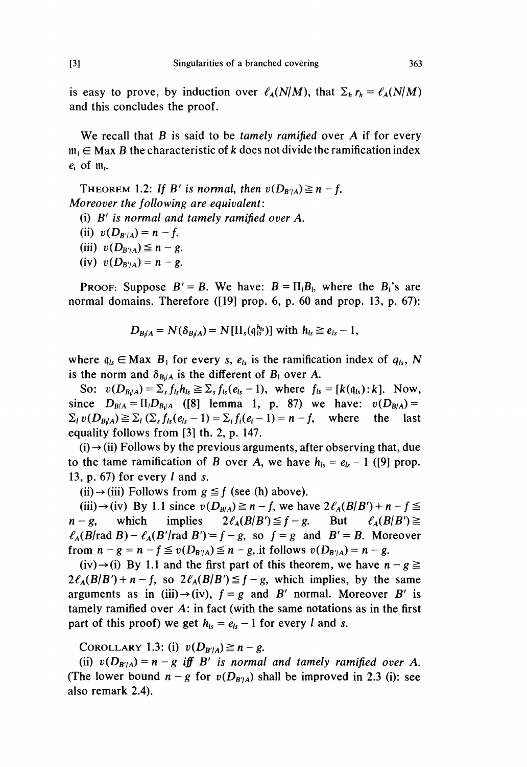is easy to prove, by induction over $\ell_A(N/M)$, that $\Sigma_h r_h = \ell_A(N/M)$ and this concludes the proof.

We recall that $B$ is said to be *tamely ramified* over $A$ if for every $\mathfrak{m}_i \in \operatorname{Max} B$ the characteristic of $k$ does not divide the ramification index $e_i$ of $\mathfrak{m}_i$.

THEOREM 1.2: *If $B'$ is normal, then $v(D_{B'/A}) \geqq n - f$. Moreover the following are equivalent*:

(i) *$B'$ is normal and tamely ramified over $A$.*

(ii) $v(D_{B'/A}) = n - f$.

(iii) $v(D_{B'/A}) \leqq n - g$.

(iv) $v(D_{B'/A}) = n - g$.

PROOF: Suppose $B' = B$. We have: $B = \Pi_l B_l$, where the $B_l$'s are normal domains. Therefore ([19] prop. 6, p. 60 and prop. 13, p. 67):

$$D_{B_l/A} = N(\delta_{B_l/A}) = N[\Pi_s(\mathfrak{q}_{ls}^{h_{ls}})] \text{ with } h_{ls} \geqq e_{ls} - 1,$$

where $\mathfrak{q}_{ls} \in \operatorname{Max} B_l$ for every $s$, $e_{ls}$ is the ramification index of $q_{ls}$, $N$ is the norm and $\delta_{B_l/A}$ is the different of $B_l$ over $A$.

So: $v(D_{B_l/A}) = \Sigma_s f_{ls} h_{ls} \geqq \Sigma_s f_{ls}(e_{ls} - 1)$, where $f_{ls} = [k(\mathfrak{q}_{ls}) : k]$. Now, since $D_{B/A} = \Pi_l D_{B_l/A}$ ([8] lemma 1, p. 87) we have: $v(D_{B/A}) = \Sigma_l v(D_{B_l/A}) \geqq \Sigma_l (\Sigma_s f_{ls}(e_{ls} - 1) = \Sigma_i f_i(e_i - 1) = n - f$, where the last equality follows from [3] th. 2, p. 147.

(i) → (ii) Follows by the previous arguments, after observing that, due to the tame ramification of $B$ over $A$, we have $h_{ls} = e_{ls} - 1$ ([9] prop. 13, p. 67) for every $l$ and $s$.

(ii) → (iii) Follows from $g \leqq f$ (see (h) above).

(iii) → (iv) By 1.1 since $v(D_{B/A}) \geqq n - f$, we have $2\ell_A(B/B') + n - f \leqq n - g$, which implies $2\ell_A(B/B') \leqq f - g$. But $\ell_A(B/B') \geqq \ell_A(B/\text{rad } B) - \ell_A(B'/\text{rad } B') = f - g$, so $f = g$ and $B' = B$. Moreover from $n - g = n - f \leqq v(D_{B'/A}) \leqq n - g$, it follows $v(D_{B'/A}) = n - g$.

(iv) → (i) By 1.1 and the first part of this theorem, we have $n - g \geqq 2\ell_A(B/B') + n - f$, so $2\ell_A(B/B') \leqq f - g$, which implies, by the same arguments as in (iii) → (iv), $f = g$ and $B'$ normal. Moreover $B'$ is tamely ramified over $A$: in fact (with the same notations as in the first part of this proof) we get $h_{ls} = e_{ls} - 1$ for every $l$ and $s$.

COROLLARY 1.3: (i) $v(D_{B'/A}) \geqq n - g$.

(ii) $v(D_{B'/A}) = n - g$ *iff* $B'$ *is normal and tamely ramified over* $A$. (The lower bound $n - g$ for $v(D_{B'/A})$ shall be improved in 2.3 (i): see also remark 2.4).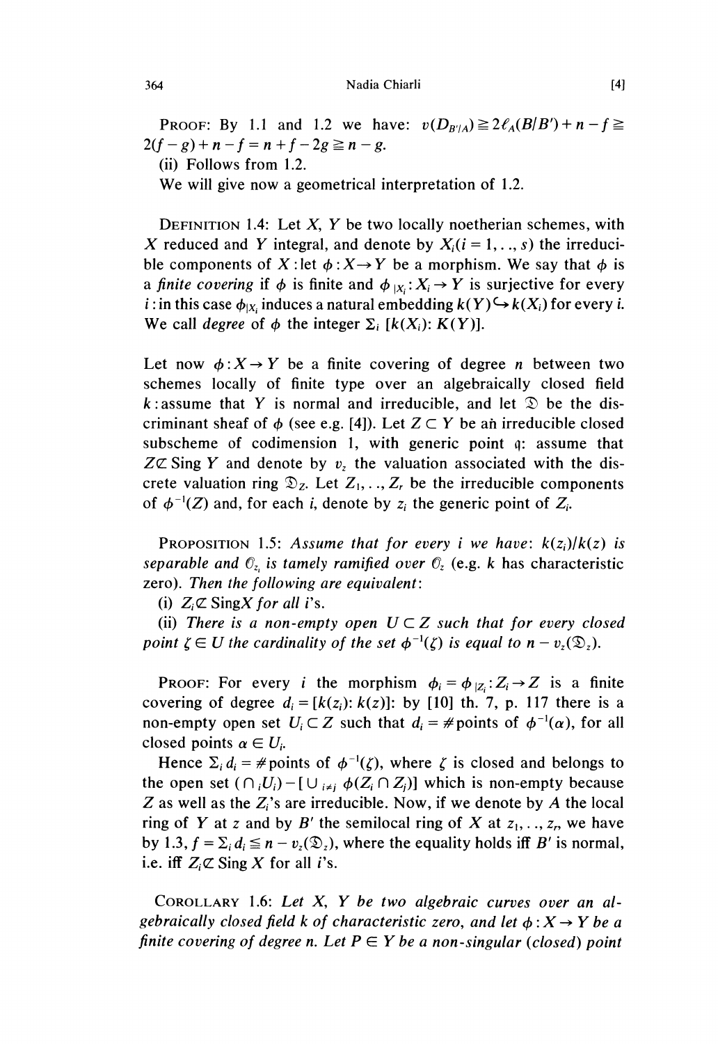PROOF: By 1.1 and 1.2 we have: $v(D_{B'/A}) \geqq 2\ell_A(B/B') + n - f \geqq 2(f-g) + n - f = n + f - 2g \geqq n - g$.

(ii) Follows from 1.2.

We will give now a geometrical interpretation of 1.2.

DEFINITION 1.4: Let $X$, $Y$ be two locally noetherian schemes, with $X$ reduced and $Y$ integral, and denote by $X_i (i = 1, .., s)$ the irreducible components of $X$ : let $\phi : X \to Y$ be a morphism. We say that $\phi$ is a *finite covering* if $\phi$ is finite and $\phi_{|X_i} : X_i \to Y$ is surjective for every $i$ : in this case $\phi_{|X_i}$ induces a natural embedding $k(Y) \hookrightarrow k(X_i)$ for every $i$. We call *degree* of $\phi$ the integer $\Sigma_i\ [k(X_i): K(Y)]$.

Let now $\phi : X \to Y$ be a finite covering of degree $n$ between two schemes locally of finite type over an algebraically closed field $k$ : assume that $Y$ is normal and irreducible, and let $\mathfrak{D}$ be the discriminant sheaf of $\phi$ (see e.g. [4]). Let $Z \subset Y$ be an irreducible closed subscheme of codimension 1, with generic point $\mathfrak{q}$: assume that $Z \not\subset \operatorname{Sing} Y$ and denote by $v_z$ the valuation associated with the discrete valuation ring $\mathfrak{D}_Z$. Let $Z_1, .., Z_r$ be the irreducible components of $\phi^{-1}(Z)$ and, for each $i$, denote by $z_i$ the generic point of $Z_i$.

PROPOSITION 1.5: *Assume that for every $i$ we have: $k(z_i)/k(z)$ is separable and $\mathcal{O}_{z_i}$ is tamely ramified over $\mathcal{O}_z$ (e.g. $k$ has characteristic zero). Then the following are equivalent:*

*(i) $Z_i \not\subset \operatorname{Sing} X$ for all $i$'s.*

*(ii) There is a non-empty open $U \subset Z$ such that for every closed point $\zeta \in U$ the cardinality of the set $\phi^{-1}(\zeta)$ is equal to $n - v_z(\mathfrak{D}_z)$.*

PROOF: For every $i$ the morphism $\phi_i = \phi_{|Z_i} : Z_i \to Z$ is a finite covering of degree $d_i = [k(z_i) : k(z)]$: by [10] th. 7, p. 117 there is a non-empty open set $U_i \subset Z$ such that $d_i = \#$points of $\phi^{-1}(\alpha)$, for all closed points $\alpha \in U_i$.

Hence $\Sigma_i d_i = \#$points of $\phi^{-1}(\zeta)$, where $\zeta$ is closed and belongs to the open set $(\cap_i U_i) - [\cup_{i \neq j} \phi(Z_i \cap Z_j)]$ which is non-empty because $Z$ as well as the $Z_i$'s are irreducible. Now, if we denote by $A$ the local ring of $Y$ at $z$ and by $B'$ the semilocal ring of $X$ at $z_1, .., z_r$, we have by 1.3, $f = \Sigma_i d_i \leqq n - v_z(\mathfrak{D}_z)$, where the equality holds iff $B'$ is normal, i.e. iff $Z_i \not\subset \operatorname{Sing} X$ for all $i$'s.

COROLLARY 1.6: *Let $X$, $Y$ be two algebraic curves over an algebraically closed field $k$ of characteristic zero, and let $\phi : X \to Y$ be a finite covering of degree $n$. Let $P \in Y$ be a non-singular (closed) point*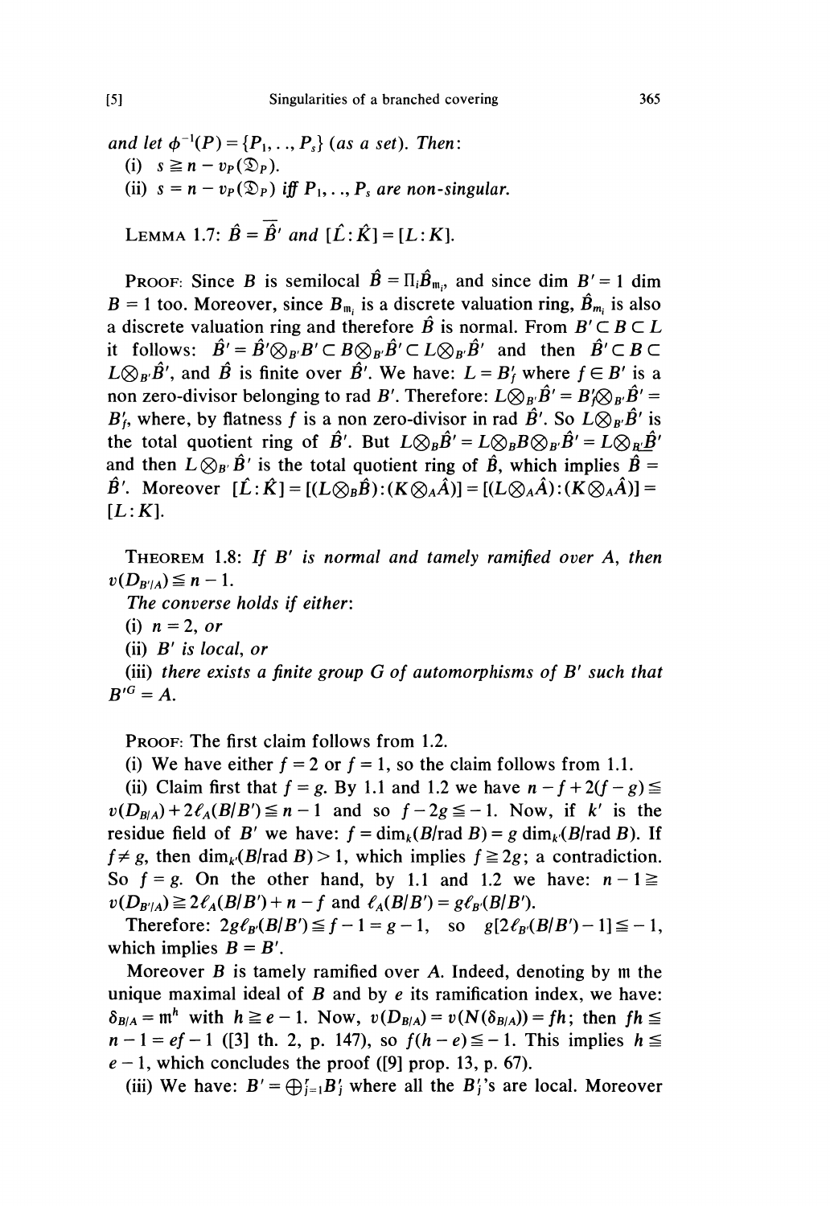*and let* $\phi^{-1}(P) = \{P_1, .., P_s\}$ *(as a set). Then*:

(i) $s \geqq n - v_P(\mathfrak{D}_P)$.

(ii) $s = n - v_P(\mathfrak{D}_P)$ *iff* $P_1, .., P_s$ *are non-singular.*

LEMMA 1.7: $\hat{B} = \overline{\hat{B}'}$ *and* $[\hat{L} : \hat{K}] = [L : K]$.

PROOF: Since $B$ is semilocal $\hat{B} = \Pi_i \hat{B}_{\mathfrak{m}_i}$, and since $\dim B' = 1$ $\dim B = 1$ too. Moreover, since $B_{\mathfrak{m}_i}$ is a discrete valuation ring, $\hat{B}_{\mathfrak{m}_i}$ is also a discrete valuation ring and therefore $\hat{B}$ is normal. From $B' \subset B \subset L$ it follows: $\hat{B}' = \hat{B}' \otimes_{B'} B' \subset B \otimes_{B'} \hat{B}' \subset L \otimes_{B'} \hat{B}'$ and then $\hat{B}' \subset B \subset L \otimes_{B'} \hat{B}'$, and $\hat{B}$ is finite over $\hat{B}'$. We have: $L = B'_f$ where $f \in B'$ is a non zero-divisor belonging to rad $B'$. Therefore: $L \otimes_{B'} \hat{B}' = B'_f \otimes_{B'} \hat{B}' = B'_f$, where, by flatness $f$ is a non zero-divisor in rad $\hat{B}'$. So $L \otimes_{B'} \hat{B}'$ is the total quotient ring of $\hat{B}'$. But $L \otimes_B \hat{B}' = L \otimes_B B \otimes_{B'} \hat{B}' = L \otimes_{B'} \hat{B}'$ and then $L \otimes_{B'} \hat{B}'$ is the total quotient ring of $\hat{B}$, which implies $\hat{B} = \hat{B}'$. Moreover $[\hat{L} : \hat{K}] = [(L \otimes_B \hat{B}) : (K \otimes_A \hat{A})] = [(L \otimes_A \hat{A}) : (K \otimes_A \hat{A})] = [L : K]$.

THEOREM 1.8: *If* $B'$ *is normal and tamely ramified over* $A$, *then* $v(D_{B'/A}) \leqq n - 1$.

*The converse holds if either*:

(i) $n = 2$, *or*

(ii) $B'$ *is local, or*

(iii) *there exists a finite group* $G$ *of automorphisms of* $B'$ *such that* $B'^G = A$.

PROOF: The first claim follows from 1.2.

(i) We have either $f = 2$ or $f = 1$, so the claim follows from 1.1.

(ii) Claim first that $f = g$. By 1.1 and 1.2 we have $n - f + 2(f - g) \leqq v(D_{B/A}) + 2\ell_A(B/B') \leqq n - 1$ and so $f - 2g \leqq -1$. Now, if $k'$ is the residue field of $B'$ we have: $f = \dim_k(B/\text{rad } B) = g \dim_{k'}(B/\text{rad } B)$. If $f \neq g$, then $\dim_{k'}(B/\text{rad } B) > 1$, which implies $f \geqq 2g$; a contradiction. So $f = g$. On the other hand, by 1.1 and 1.2 we have: $n - 1 \geqq v(D_{B'/A}) \geqq 2\ell_A(B/B') + n - f$ and $\ell_A(B/B') = g\ell_{B'}(B/B')$.

Therefore: $2g\ell_{B'}(B/B') \leqq f - 1 = g - 1$, so $g[2\ell_{B'}(B/B') - 1] \leqq -1$, which implies $B = B'$.

Moreover $B$ is tamely ramified over $A$. Indeed, denoting by $\mathfrak{m}$ the unique maximal ideal of $B$ and by $e$ its ramification index, we have: $\delta_{B/A} = \mathfrak{m}^h$ with $h \geqq e - 1$. Now, $v(D_{B/A}) = v(N(\delta_{B/A})) = fh$; then $fh \leqq n - 1 = ef - 1$ ([3] th. 2, p. 147), so $f(h - e) \leqq -1$. This implies $h \leqq e - 1$, which concludes the proof ([9] prop. 13, p. 67).

(iii) We have: $B' = \bigoplus_{j=1}^r B'_j$ where all the $B'_j$'s are local. Moreover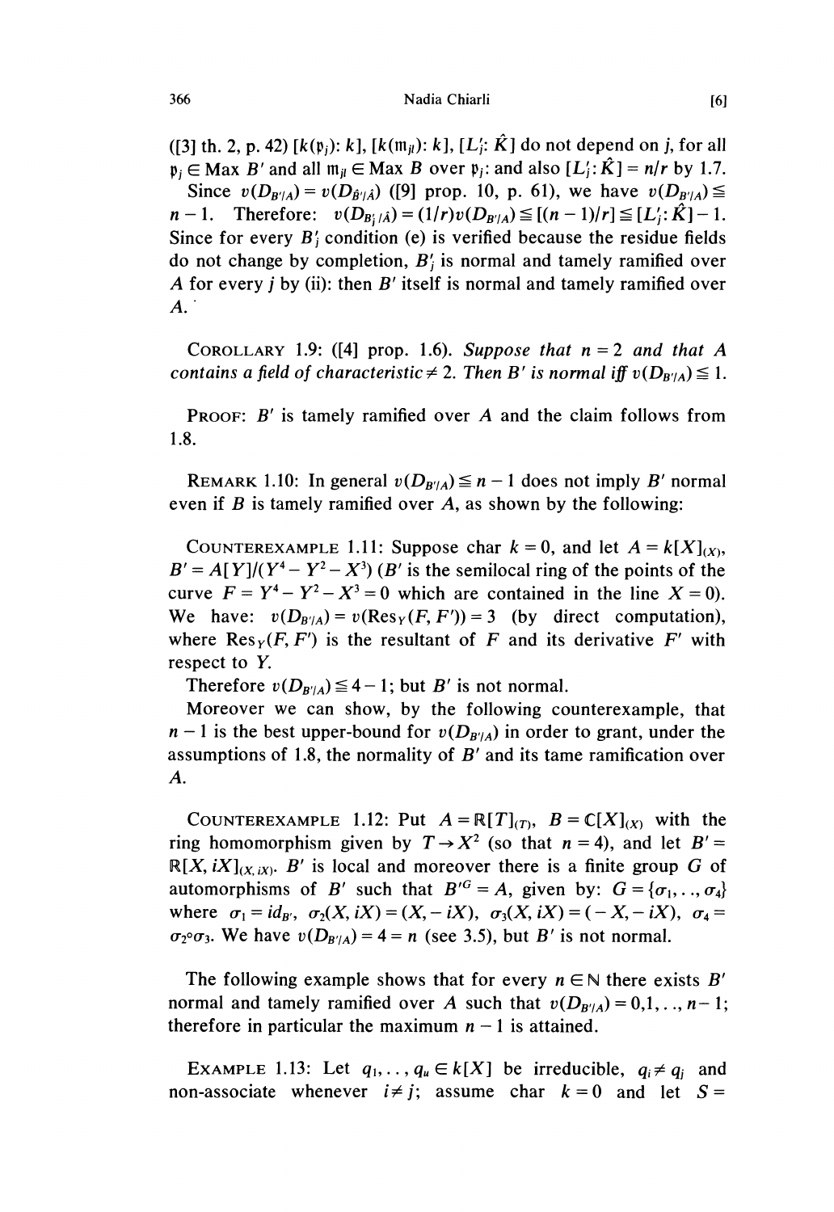([3] th. 2, p. 42) $[k(\mathfrak{p}_j): k]$, $[k(\mathfrak{m}_{jl}): k]$, $[L'_j: \hat{K}]$ do not depend on $j$, for all $\mathfrak{p}_j \in \operatorname{Max} B'$ and all $\mathfrak{m}_{jl} \in \operatorname{Max} B$ over $\mathfrak{p}_j$: and also $[L'_j: \hat{K}] = n/r$ by 1.7.

Since $v(D_{B'/A}) = v(D_{\hat{B}'/\hat{A}})$ ([9] prop. 10, p. 61), we have $v(D_{B'/A}) \leqq n - 1$. Therefore: $v(D_{B'_j/\hat{A}}) = (1/r)v(D_{B'/A}) \leqq [(n-1)/r] \leqq [L'_j: \hat{K}] - 1$. Since for every $B'_j$ condition (e) is verified because the residue fields do not change by completion, $B'_j$ is normal and tamely ramified over $A$ for every $j$ by (ii): then $B'$ itself is normal and tamely ramified over $A$.

COROLLARY 1.9: ([4] prop. 1.6). *Suppose that $n = 2$ and that $A$ contains a field of characteristic $\neq 2$. Then $B'$ is normal iff $v(D_{B'/A}) \leqq 1$.*

PROOF: $B'$ is tamely ramified over $A$ and the claim follows from 1.8.

REMARK 1.10: In general $v(D_{B'/A}) \leqq n - 1$ does not imply $B'$ normal even if $B$ is tamely ramified over $A$, as shown by the following:

COUNTEREXAMPLE 1.11: Suppose char $k = 0$, and let $A = k[X]_{(X)}$, $B' = A[Y]/(Y^4 - Y^2 - X^3)$ ($B'$ is the semilocal ring of the points of the curve $F = Y^4 - Y^2 - X^3 = 0$ which are contained in the line $X = 0$). We have: $v(D_{B'/A}) = v(\operatorname{Res}_Y(F, F')) = 3$ (by direct computation), where $\operatorname{Res}_Y(F, F')$ is the resultant of $F$ and its derivative $F'$ with respect to $Y$.

Therefore $v(D_{B'/A}) \leqq 4 - 1$; but $B'$ is not normal.

Moreover we can show, by the following counterexample, that $n - 1$ is the best upper-bound for $v(D_{B'/A})$ in order to grant, under the assumptions of 1.8, the normality of $B'$ and its tame ramification over $A$.

COUNTEREXAMPLE 1.12: Put $A = \mathbb{R}[T]_{(T)}$, $B = \mathbb{C}[X]_{(X)}$ with the ring homomorphism given by $T \to X^2$ (so that $n = 4$), and let $B' = \mathbb{R}[X, iX]_{(X, iX)}$. $B'$ is local and moreover there is a finite group $G$ of automorphisms of $B'$ such that $B'^G = A$, given by: $G = \{\sigma_1, \ldots, \sigma_4\}$ where $\sigma_1 = id_{B'}$, $\sigma_2(X, iX) = (X, -iX)$, $\sigma_3(X, iX) = (-X, -iX)$, $\sigma_4 = \sigma_2 \circ \sigma_3$. We have $v(D_{B'/A}) = 4 = n$ (see 3.5), but $B'$ is not normal.

The following example shows that for every $n \in \mathbb{N}$ there exists $B'$ normal and tamely ramified over $A$ such that $v(D_{B'/A}) = 0, 1, \ldots, n-1$; therefore in particular the maximum $n - 1$ is attained.

EXAMPLE 1.13: Let $q_1, \ldots, q_u \in k[X]$ be irreducible, $q_i \neq q_j$ and non-associate whenever $i \neq j$; assume char $k = 0$ and let $S =$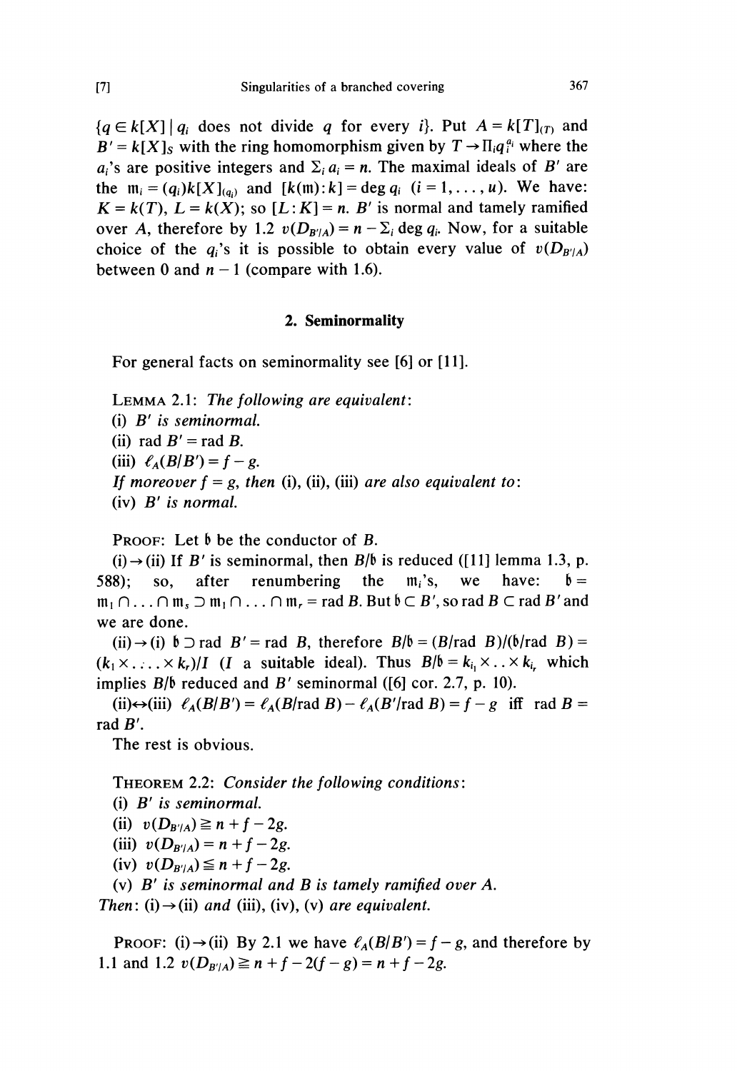$\{q \in k[X] \mid q_i$ does not divide $q$ for every $i\}$. Put $A = k[T]_{(T)}$ and $B' = k[X]_S$ with the ring homomorphism given by $T \to \Pi_i q_i^{a_i}$ where the $a_i$'s are positive integers and $\Sigma_i a_i = n$. The maximal ideals of $B'$ are the $\mathfrak{m}_i = (q_i)k[X]_{(q_i)}$ and $[k(\mathfrak{m}) : k] = \deg q_i$ $(i = 1, \ldots, u)$. We have: $K = k(T)$, $L = k(X)$; so $[L : K] = n$. $B'$ is normal and tamely ramified over $A$, therefore by 1.2 $v(D_{B'/A}) = n - \Sigma_i \deg q_i$. Now, for a suitable choice of the $q_i$'s it is possible to obtain every value of $v(D_{B'/A})$ between 0 and $n - 1$ (compare with 1.6).

## 2. Seminormality

For general facts on seminormality see [6] or [11].

LEMMA 2.1: *The following are equivalent*:
(i) *$B'$ is seminormal.*
(ii) rad $B'$ = rad $B$.
(iii) $\ell_A(B/B') = f - g$.
*If moreover* $f = g$, *then* (i), (ii), (iii) *are also equivalent to*:
(iv) *$B'$ is normal.*

PROOF: Let $\mathfrak{b}$ be the conductor of $B$.

(i)$\to$(ii) If $B'$ is seminormal, then $B/\mathfrak{b}$ is reduced ([11] lemma 1.3, p. 588); so, after renumbering the $\mathfrak{m}_i$'s, we have: $\mathfrak{b} = \mathfrak{m}_1 \cap \ldots \cap \mathfrak{m}_s \supset \mathfrak{m}_1 \cap \ldots \cap \mathfrak{m}_r = \text{rad } B$. But $\mathfrak{b} \subset B'$, so rad $B \subset$ rad $B'$ and we are done.

(ii)$\to$(i) $\mathfrak{b} \supset$ rad $B'$ = rad $B$, therefore $B/\mathfrak{b} = (B/\text{rad } B)/(\mathfrak{b}/\text{rad } B) = (k_1 \times \ldots \times k_r)/I$ ($I$ a suitable ideal). Thus $B/\mathfrak{b} = k_{i_1} \times \ldots \times k_{i_r}$ which implies $B/\mathfrak{b}$ reduced and $B'$ seminormal ([6] cor. 2.7, p. 10).

(ii)$\leftrightarrow$(iii) $\ell_A(B/B') = \ell_A(B/\text{rad } B) - \ell_A(B'/\text{rad } B) = f - g$ iff rad $B$ = rad $B'$.

The rest is obvious.

THEOREM 2.2: *Consider the following conditions*:
(i) *$B'$ is seminormal.*
(ii) $v(D_{B'/A}) \geqq n + f - 2g$.
(iii) $v(D_{B'/A}) = n + f - 2g$.
(iv) $v(D_{B'/A}) \leqq n + f - 2g$.
(v) *$B'$ is seminormal and $B$ is tamely ramified over $A$.*
*Then*: (i)$\to$(ii) *and* (iii), (iv), (v) *are equivalent.*

PROOF: (i)$\to$(ii) By 2.1 we have $\ell_A(B/B') = f - g$, and therefore by 1.1 and 1.2 $v(D_{B'/A}) \geqq n + f - 2(f - g) = n + f - 2g$.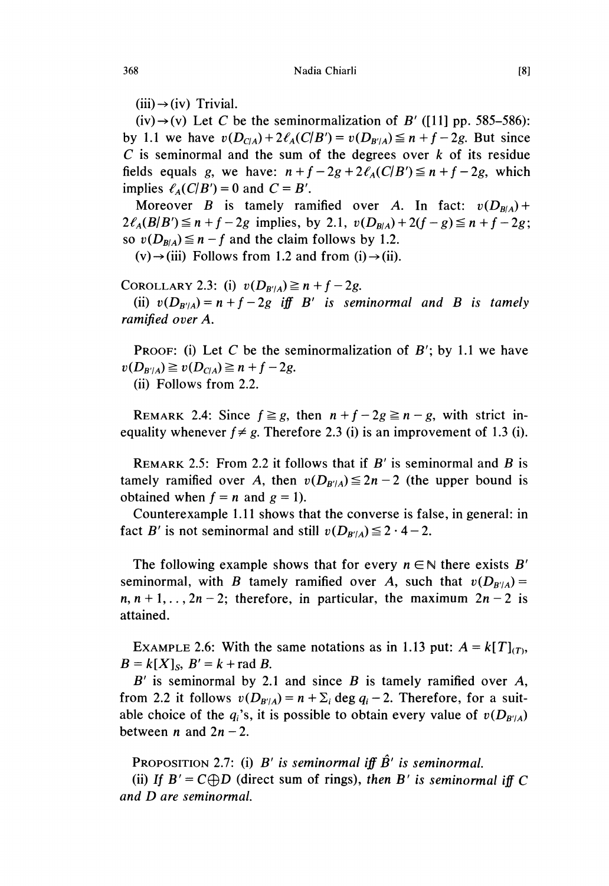(iii)→(iv) Trivial.

(iv)→(v) Let $C$ be the seminormalization of $B'$ ([11] pp. 585–586): by 1.1 we have $v(D_{C/A}) + 2\ell_A(C/B') = v(D_{B'/A}) \leqq n + f - 2g$. But since $C$ is seminormal and the sum of the degrees over $k$ of its residue fields equals $g$, we have: $n + f - 2g + 2\ell_A(C/B') \leqq n + f - 2g$, which implies $\ell_A(C/B') = 0$ and $C = B'$.

Moreover $B$ is tamely ramified over $A$. In fact: $v(D_{B/A}) + 2\ell_A(B/B') \leqq n + f - 2g$ implies, by 2.1, $v(D_{B/A}) + 2(f - g) \leqq n + f - 2g$; so $v(D_{B/A}) \leqq n - f$ and the claim follows by 1.2.

(v)→(iii) Follows from 1.2 and from (i)→(ii).

COROLLARY 2.3: (i) *$v(D_{B'/A}) \geqq n + f - 2g$.*

(ii) *$v(D_{B'/A}) = n + f - 2g$ iff $B'$ is seminormal and $B$ is tamely ramified over $A$.*

PROOF: (i) Let $C$ be the seminormalization of $B'$; by 1.1 we have $v(D_{B'/A}) \geqq v(D_{C/A}) \geqq n + f - 2g$.

(ii) Follows from 2.2.

REMARK 2.4: Since $f \geqq g$, then $n + f - 2g \geqq n - g$, with strict inequality whenever $f \neq g$. Therefore 2.3 (i) is an improvement of 1.3 (i).

REMARK 2.5: From 2.2 it follows that if $B'$ is seminormal and $B$ is tamely ramified over $A$, then $v(D_{B'/A}) \leqq 2n - 2$ (the upper bound is obtained when $f = n$ and $g = 1$).

Counterexample 1.11 shows that the converse is false, in general: in fact $B'$ is not seminormal and still $v(D_{B'/A}) \leqq 2 \cdot 4 - 2$.

The following example shows that for every $n \in \mathbb{N}$ there exists $B'$ seminormal, with $B$ tamely ramified over $A$, such that $v(D_{B'/A}) = n, n+1, \ldots, 2n-2$; therefore, in particular, the maximum $2n - 2$ is attained.

EXAMPLE 2.6: With the same notations as in 1.13 put: $A = k[T]_{(T)}$, $B = k[X]_S$, $B' = k + \operatorname{rad} B$.

$B'$ is seminormal by 2.1 and since $B$ is tamely ramified over $A$, from 2.2 it follows $v(D_{B'/A}) = n + \Sigma_i \deg q_i - 2$. Therefore, for a suitable choice of the $q_i$'s, it is possible to obtain every value of $v(D_{B'/A})$ between $n$ and $2n - 2$.

PROPOSITION 2.7: (i) *$B'$ is seminormal iff $\hat{B}'$ is seminormal.*

(ii) *If $B' = C \oplus D$ (direct sum of rings), then $B'$ is seminormal iff $C$ and $D$ are seminormal.*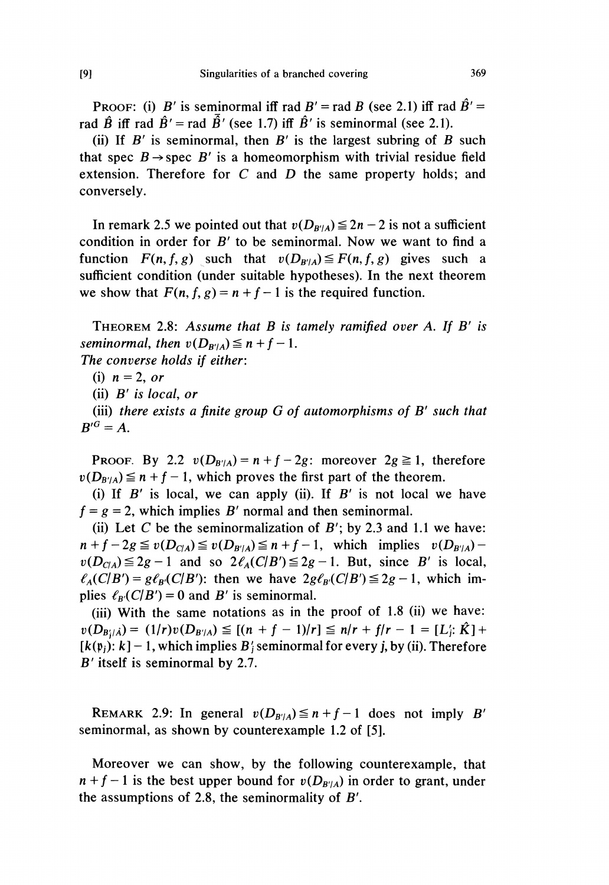PROOF: (i) $B'$ is seminormal iff rad $B'$ = rad $B$ (see 2.1) iff rad $\hat{B}'$ = rad $\hat{B}$ iff rad $\hat{B}'$ = rad $\bar{\hat{B}}'$ (see 1.7) iff $\hat{B}'$ is seminormal (see 2.1).

(ii) If $B'$ is seminormal, then $B'$ is the largest subring of $B$ such that spec $B \to$ spec $B'$ is a homeomorphism with trivial residue field extension. Therefore for $C$ and $D$ the same property holds; and conversely.

In remark 2.5 we pointed out that $v(D_{B'/A}) \leqq 2n - 2$ is not a sufficient condition in order for $B'$ to be seminormal. Now we want to find a function $F(n, f, g)$ such that $v(D_{B'/A}) \leqq F(n, f, g)$ gives such a sufficient condition (under suitable hypotheses). In the next theorem we show that $F(n, f, g) = n + f - 1$ is the required function.

THEOREM 2.8: *Assume that $B$ is tamely ramified over $A$. If $B'$ is seminormal, then $v(D_{B'/A}) \leqq n + f - 1$.*
*The converse holds if either:*
(i) *$n = 2$, or*
(ii) *$B'$ is local, or*
(iii) *there exists a finite group $G$ of automorphisms of $B'$ such that $B'^G = A$.*

PROOF. By 2.2 $v(D_{B'/A}) = n + f - 2g$: moreover $2g \geqq 1$, therefore $v(D_{B'/A}) \leqq n + f - 1$, which proves the first part of the theorem.

(i) If $B'$ is local, we can apply (ii). If $B'$ is not local we have $f = g = 2$, which implies $B'$ normal and then seminormal.

(ii) Let $C$ be the seminormalization of $B'$; by 2.3 and 1.1 we have: $n + f - 2g \leqq v(D_{C/A}) \leqq v(D_{B'/A}) \leqq n + f - 1$, which implies $v(D_{B'/A}) - v(D_{C/A}) \leqq 2g - 1$ and so $2\ell_A(C/B') \leqq 2g - 1$. But, since $B'$ is local, $\ell_A(C/B') = g\ell_{B'}(C/B')$: then we have $2g\ell_{B'}(C/B') \leqq 2g - 1$, which implies $\ell_{B'}(C/B') = 0$ and $B'$ is seminormal.

(iii) With the same notations as in the proof of 1.8 (ii) we have: $v(D_{B'_j/\hat{A}}) = (1/r)v(D_{B'/A}) \leqq [(n + f - 1)/r] \leqq n/r + f/r - 1 = [L'_j: \hat{K}] + [k(\mathfrak{p}_j): k] - 1$, which implies $B'_j$ seminormal for every $j$, by (ii). Therefore $B'$ itself is seminormal by 2.7.

REMARK 2.9: In general $v(D_{B'/A}) \leqq n + f - 1$ does not imply $B'$ seminormal, as shown by counterexample 1.2 of [5].

Moreover we can show, by the following counterexample, that $n + f - 1$ is the best upper bound for $v(D_{B'/A})$ in order to grant, under the assumptions of 2.8, the seminormality of $B'$.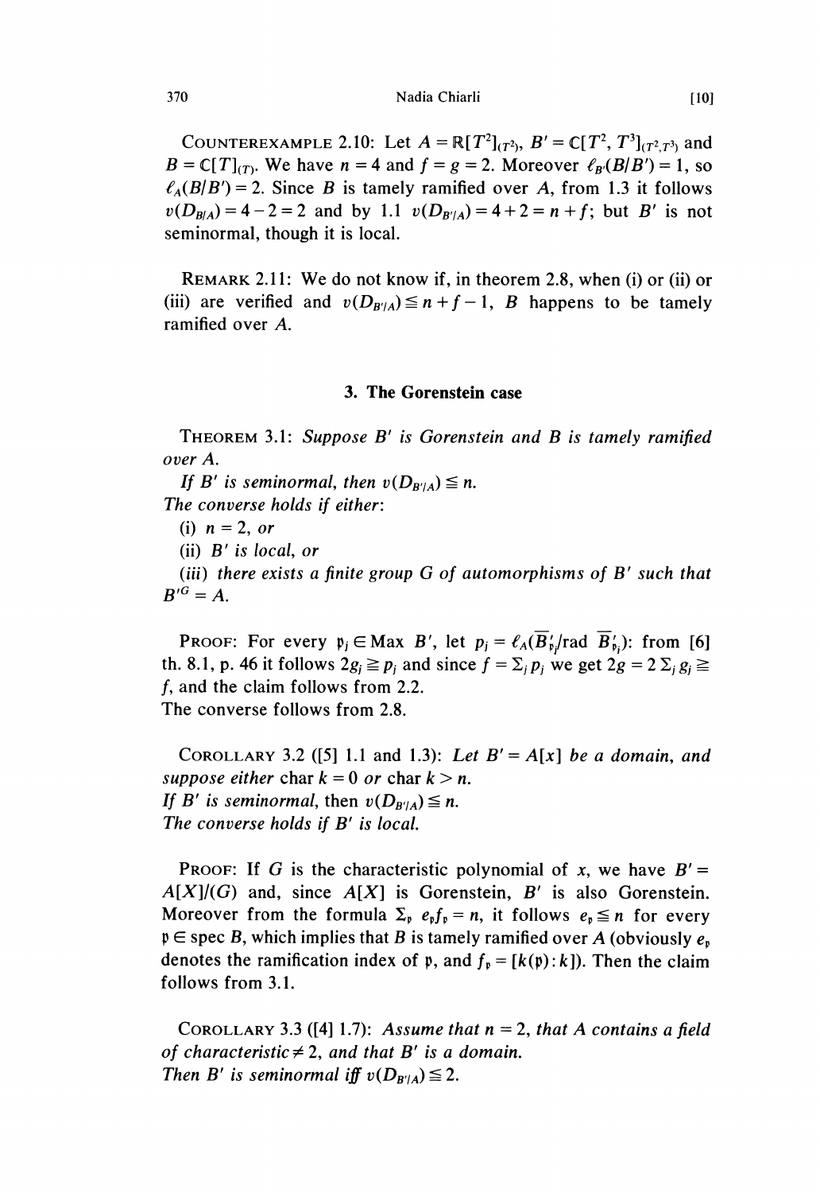COUNTEREXAMPLE 2.10: Let $A = \mathbb{R}[T^2]_{(T^2)}$, $B' = \mathbb{C}[T^2, T^3]_{(T^2,T^3)}$ and $B = \mathbb{C}[T]_{(T)}$. We have $n = 4$ and $f = g = 2$. Moreover $\ell_{B'}(B/B') = 1$, so $\ell_A(B/B') = 2$. Since $B$ is tamely ramified over $A$, from 1.3 it follows $v(D_{B/A}) = 4 - 2 = 2$ and by 1.1 $v(D_{B'/A}) = 4 + 2 = n + f$; but $B'$ is not seminormal, though it is local.

REMARK 2.11: We do not know if, in theorem 2.8, when (i) or (ii) or (iii) are verified and $v(D_{B'/A}) \leqq n + f - 1$, $B$ happens to be tamely ramified over $A$.

## 3. The Gorenstein case

THEOREM 3.1: *Suppose $B'$ is Gorenstein and $B$ is tamely ramified over $A$.*
*If $B'$ is seminormal, then $v(D_{B'/A}) \leqq n$.*
*The converse holds if either:*
*(i) $n = 2$, or*
*(ii) $B'$ is local, or*
*(iii) there exists a finite group $G$ of automorphisms of $B'$ such that $B'^G = A$.*

PROOF: For every $\mathfrak{p}_j \in \operatorname{Max} B'$, let $p_j = \ell_A(\overline{B}'_{\mathfrak{p}_j}/\operatorname{rad} \overline{B}'_{\mathfrak{p}_j})$: from [6] th. 8.1, p. 46 it follows $2g_j \geqq p_j$ and since $f = \Sigma_j p_j$ we get $2g = 2\,\Sigma_j g_j \geqq f$, and the claim follows from 2.2.
The converse follows from 2.8.

COROLLARY 3.2 ([5] 1.1 and 1.3): *Let $B' = A[x]$ be a domain, and suppose either* char $k = 0$ *or* char $k > n$.
*If $B'$ is seminormal,* then $v(D_{B'/A}) \leqq n$.
*The converse holds if $B'$ is local.*

PROOF: If $G$ is the characteristic polynomial of $x$, we have $B' = A[X]/(G)$ and, since $A[X]$ is Gorenstein, $B'$ is also Gorenstein. Moreover from the formula $\Sigma_{\mathfrak{p}}\, e_{\mathfrak{p}} f_{\mathfrak{p}} = n$, it follows $e_{\mathfrak{p}} \leqq n$ for every $\mathfrak{p} \in \operatorname{spec} B$, which implies that $B$ is tamely ramified over $A$ (obviously $e_{\mathfrak{p}}$ denotes the ramification index of $\mathfrak{p}$, and $f_{\mathfrak{p}} = [k(\mathfrak{p}) : k]$). Then the claim follows from 3.1.

COROLLARY 3.3 ([4] 1.7): *Assume that $n = 2$, that $A$ contains a field of characteristic $\neq 2$, and that $B'$ is a domain.*
*Then $B'$ is seminormal iff $v(D_{B'/A}) \leqq 2$.*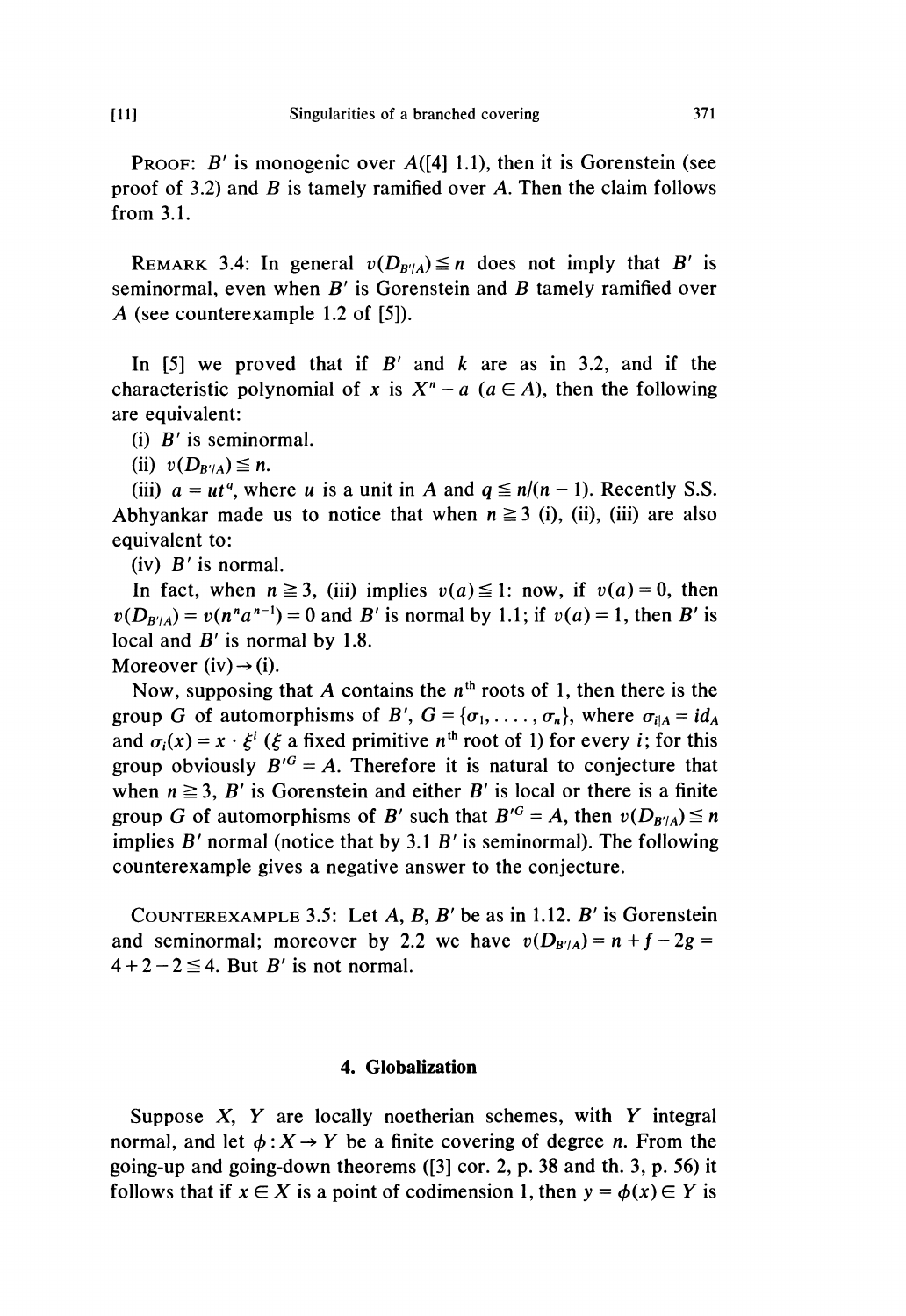PROOF: $B'$ is monogenic over $A$([4] 1.1), then it is Gorenstein (see proof of 3.2) and $B$ is tamely ramified over $A$. Then the claim follows from 3.1.

REMARK 3.4: In general $v(D_{B'/A}) \leqq n$ does not imply that $B'$ is seminormal, even when $B'$ is Gorenstein and $B$ tamely ramified over $A$ (see counterexample 1.2 of [5]).

In [5] we proved that if $B'$ and $k$ are as in 3.2, and if the characteristic polynomial of $x$ is $X^n - a$ ($a \in A$), then the following are equivalent:

(i) $B'$ is seminormal.

(ii) $v(D_{B'/A}) \leqq n$.

(iii) $a = ut^q$, where $u$ is a unit in $A$ and $q \leqq n/(n-1)$. Recently S.S. Abhyankar made us to notice that when $n \geqq 3$ (i), (ii), (iii) are also equivalent to:

(iv) $B'$ is normal.

In fact, when $n \geqq 3$, (iii) implies $v(a) \leqq 1$: now, if $v(a) = 0$, then $v(D_{B'/A}) = v(n^n a^{n-1}) = 0$ and $B'$ is normal by 1.1; if $v(a) = 1$, then $B'$ is local and $B'$ is normal by 1.8.

Moreover (iv) $\rightarrow$ (i).

Now, supposing that $A$ contains the $n^{\text{th}}$ roots of 1, then there is the group $G$ of automorphisms of $B'$, $G = \{\sigma_1, \ldots, \sigma_n\}$, where $\sigma_{i|A} = id_A$ and $\sigma_i(x) = x \cdot \xi^i$ ($\xi$ a fixed primitive $n^{\text{th}}$ root of 1) for every $i$; for this group obviously $B'^G = A$. Therefore it is natural to conjecture that when $n \geqq 3$, $B'$ is Gorenstein and either $B'$ is local or there is a finite group $G$ of automorphisms of $B'$ such that $B'^G = A$, then $v(D_{B'/A}) \leqq n$ implies $B'$ normal (notice that by 3.1 $B'$ is seminormal). The following counterexample gives a negative answer to the conjecture.

COUNTEREXAMPLE 3.5: Let $A$, $B$, $B'$ be as in 1.12. $B'$ is Gorenstein and seminormal; moreover by 2.2 we have $v(D_{B'/A}) = n + f - 2g = 4 + 2 - 2 \leqq 4$. But $B'$ is not normal.

## 4. Globalization

Suppose $X$, $Y$ are locally noetherian schemes, with $Y$ integral normal, and let $\phi : X \to Y$ be a finite covering of degree $n$. From the going-up and going-down theorems ([3] cor. 2, p. 38 and th. 3, p. 56) it follows that if $x \in X$ is a point of codimension 1, then $y = \phi(x) \in Y$ is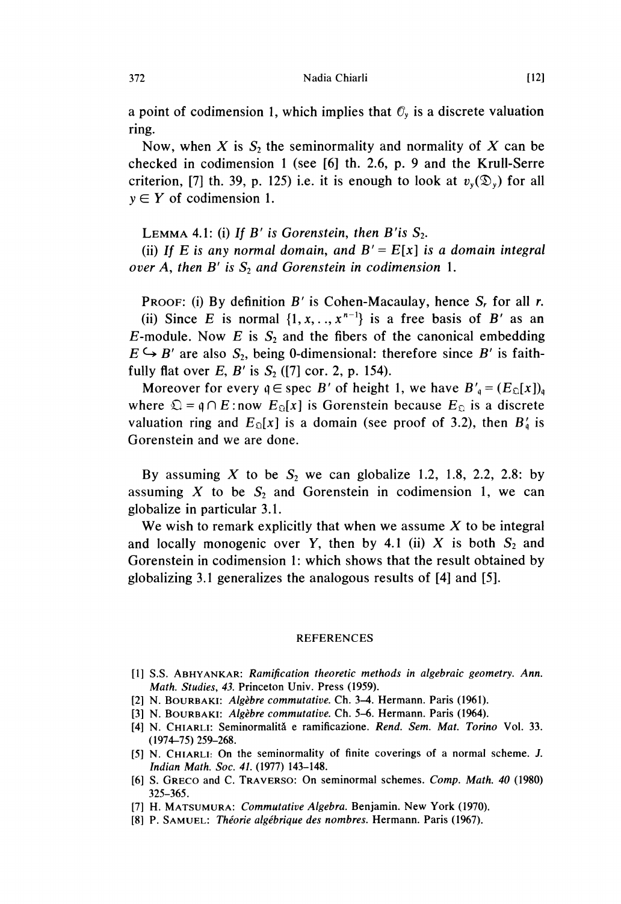a point of codimension 1, which implies that $\mathcal{O}_y$ is a discrete valuation ring.

Now, when $X$ is $S_2$ the seminormality and normality of $X$ can be checked in codimension 1 (see [6] th. 2.6, p. 9 and the Krull-Serre criterion, [7] th. 39, p. 125) i.e. it is enough to look at $v_y(\mathfrak{D}_y)$ for all $y \in Y$ of codimension 1.

LEMMA 4.1: *(i) If $B'$ is Gorenstein, then $B'$is $S_2$.*

*(ii) If $E$ is any normal domain, and $B' = E[x]$ is a domain integral over $A$, then $B'$ is $S_2$ and Gorenstein in codimension* 1.

PROOF: (i) By definition $B'$ is Cohen-Macaulay, hence $S_r$ for all $r$.

(ii) Since $E$ is normal $\{1, x, .., x^{n-1}\}$ is a free basis of $B'$ as an $E$-module. Now $E$ is $S_2$ and the fibers of the canonical embedding $E \hookrightarrow B'$ are also $S_2$, being 0-dimensional: therefore since $B'$ is faithfully flat over $E$, $B'$ is $S_2$ ([7] cor. 2, p. 154).

Moreover for every $\mathfrak{q} \in \operatorname{spec} B'$ of height 1, we have $B'_{\mathfrak{q}} = (E_{\mathfrak{Q}}[x])_{\mathfrak{q}}$ where $\mathfrak{Q} = \mathfrak{q} \cap E$: now $E_{\mathfrak{Q}}[x]$ is Gorenstein because $E_{\mathfrak{Q}}$ is a discrete valuation ring and $E_{\mathfrak{Q}}[x]$ is a domain (see proof of 3.2), then $B'_{\mathfrak{q}}$ is Gorenstein and we are done.

By assuming $X$ to be $S_2$ we can globalize 1.2, 1.8, 2.2, 2.8: by assuming $X$ to be $S_2$ and Gorenstein in codimension 1, we can globalize in particular 3.1.

We wish to remark explicitly that when we assume $X$ to be integral and locally monogenic over $Y$, then by 4.1 (ii) $X$ is both $S_2$ and Gorenstein in codimension 1: which shows that the result obtained by globalizing 3.1 generalizes the analogous results of [4] and [5].

## REFERENCES

[1] S.S. ABHYANKAR: *Ramification theoretic methods in algebraic geometry. Ann. Math. Studies, 43.* Princeton Univ. Press (1959).

[2] N. BOURBAKI: *Algèbre commutative.* Ch. 3–4. Hermann. Paris (1961).

[3] N. BOURBAKI: *Algèbre commutative.* Ch. 5–6. Hermann. Paris (1964).

[4] N. CHIARLI: Seminormalità e ramificazione. *Rend. Sem. Mat. Torino* Vol. 33. (1974–75) 259–268.

[5] N. CHIARLI: On the seminormality of finite coverings of a normal scheme. *J. Indian Math. Soc. 41.* (1977) 143–148.

[6] S. GRECO and C. TRAVERSO: On seminormal schemes. *Comp. Math. 40* (1980) 325–365.

[7] H. MATSUMURA: *Commutative Algebra.* Benjamin. New York (1970).

[8] P. SAMUEL: *Théorie algébrique des nombres.* Hermann. Paris (1967).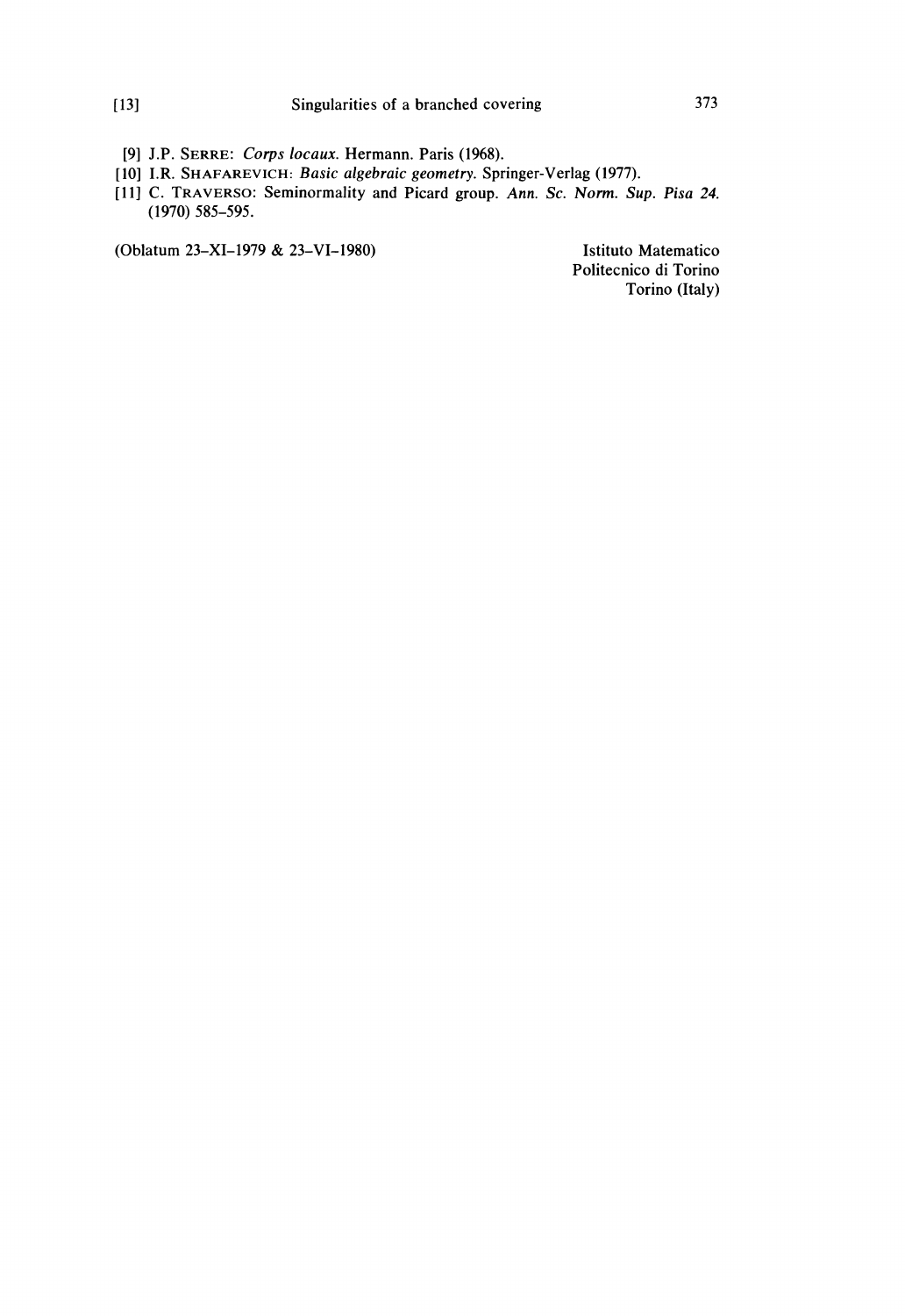[9] J.P. Serre: *Corps locaux*. Hermann. Paris (1968).

[10] I.R. Shafarevich: *Basic algebraic geometry*. Springer-Verlag (1977).

[11] C. Traverso: Seminormality and Picard group. *Ann. Sc. Norm. Sup. Pisa 24*. (1970) 585–595.

(Oblatum 23–XI–1979 & 23–VI–1980)

Istituto Matematico
Politecnico di Torino
Torino (Italy)